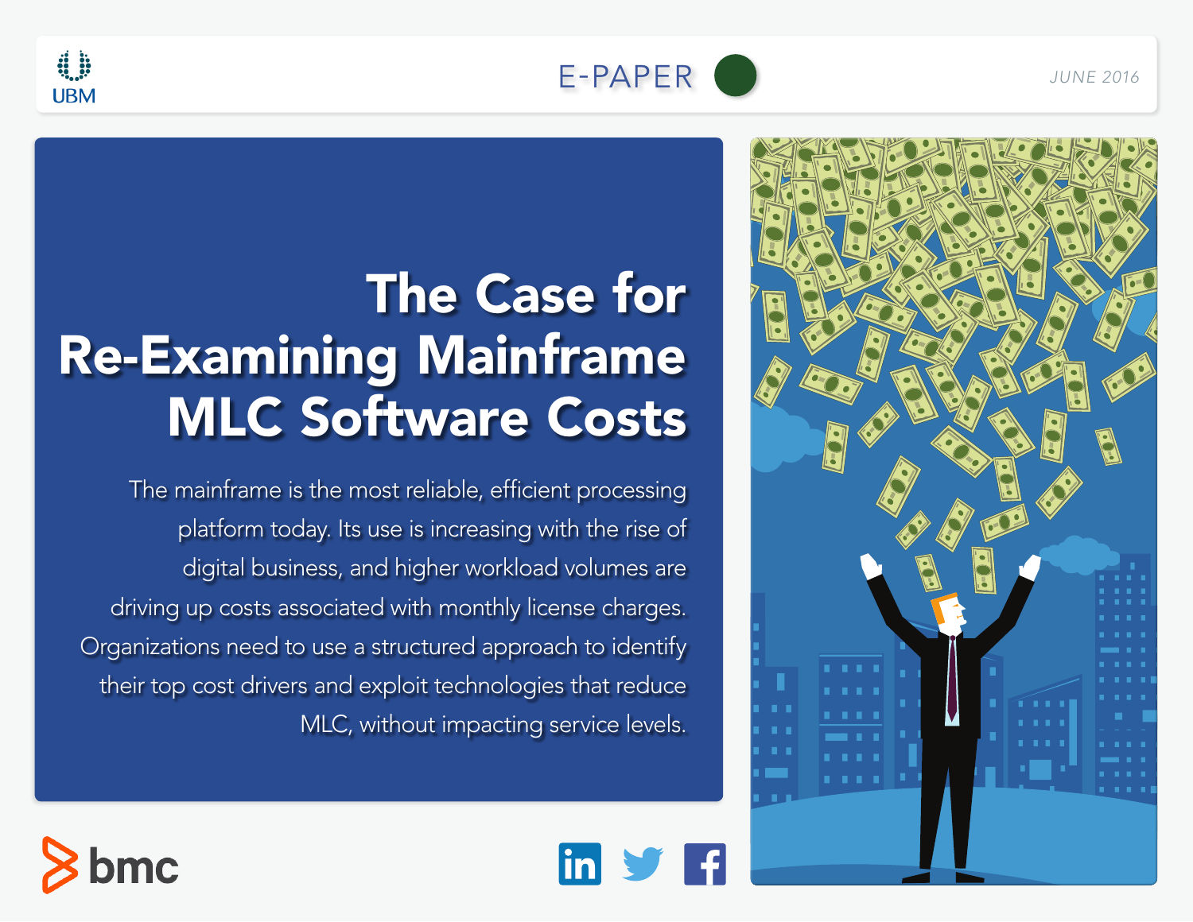UBM

E-PAPER

JUNE 2016

# The Case for Re-Examining Mainframe MLC Software Costs

The mainframe is the most reliable, efficient processing platform today. Its use is increasing with the rise of digital business, and higher workload volumes are driving up costs associated with monthly license charges. Organizations need to use a structured approach to identify their top cost drivers and exploit technologies that reduce MLC, without impacting service levels.

bmc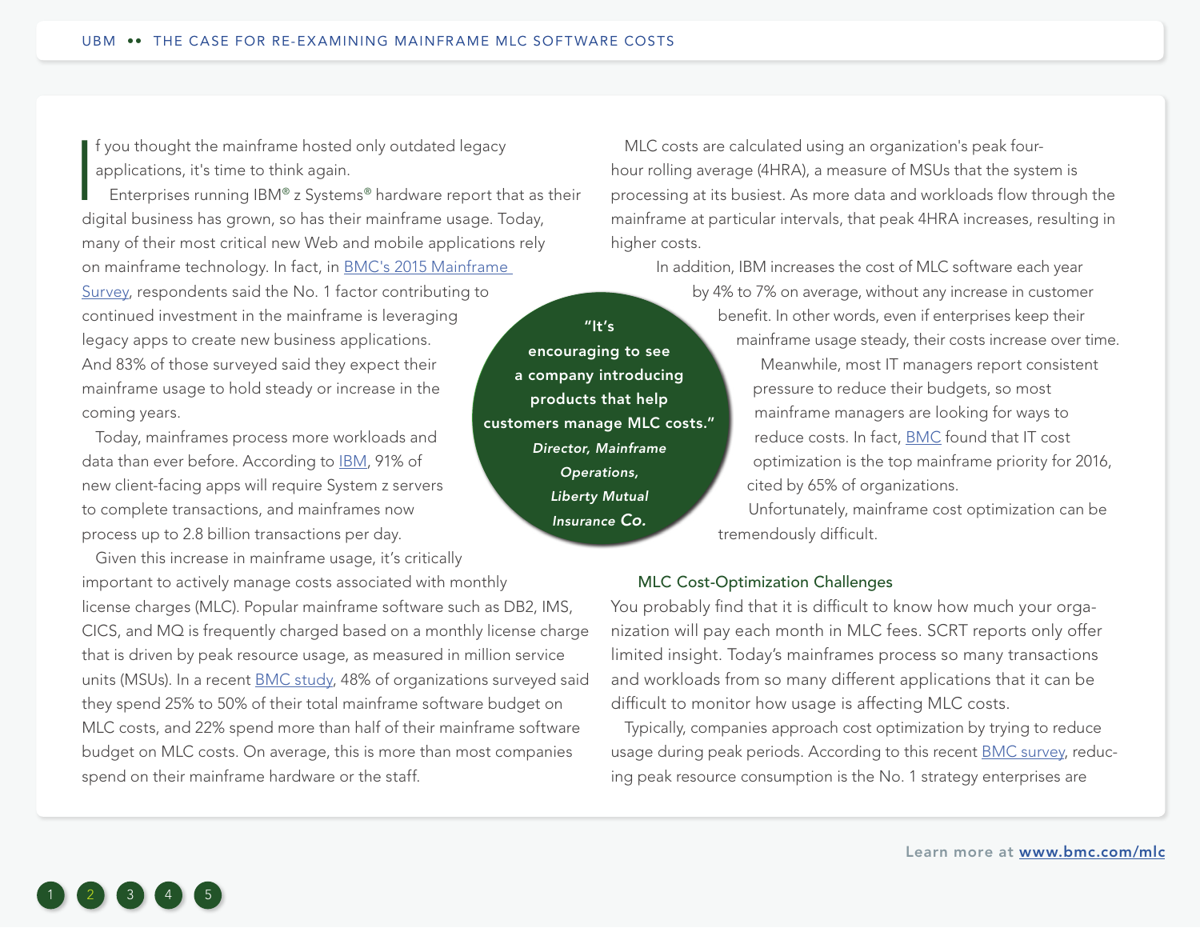If you thought the mainframe hosted only outdated legacy applications, it's time to think again.

Enterprises running IBM® z Systems® hardware report that as their digital business has grown, so has their mainframe usage. Today, many of their most critical new Web and mobile applications rely on mainframe technology. In fact, in BMC's 2015 Mainframe Survey, respondents said the No. 1 factor contributing to continued investment in the mainframe is leveraging legacy apps to create new business applications. And 83% of those surveyed said they expect their mainframe usage to hold steady or increase in the coming years.

Today, mainframes process more workloads and data than ever before. According to IBM, 91% of new client-facing apps will require System z servers to complete transactions, and mainframes now process up to 2.8 billion transactions per day.

Given this increase in mainframe usage, it's critically important to actively manage costs associated with monthly license charges (MLC). Popular mainframe software such as DB2, IMS, CICS, and MQ is frequently charged based on a monthly license charge that is driven by peak resource usage, as measured in million service units (MSUs). In a recent BMC study, 48% of organizations surveyed said they spend 25% to 50% of their total mainframe software budget on MLC costs, and 22% spend more than half of their mainframe software budget on MLC costs. On average, this is more than most companies spend on their mainframe hardware or the staff.

> **"It's encouraging to see a company introducing products that help customers manage MLC costs."**
>
> ***Director, Mainframe Operations, Liberty Mutual Insurance Co.***

MLC costs are calculated using an organization's peak four-hour rolling average (4HRA), a measure of MSUs that the system is processing at its busiest. As more data and workloads flow through the mainframe at particular intervals, that peak 4HRA increases, resulting in higher costs.

In addition, IBM increases the cost of MLC software each year by 4% to 7% on average, without any increase in customer benefit. In other words, even if enterprises keep their mainframe usage steady, their costs increase over time.

Meanwhile, most IT managers report consistent pressure to reduce their budgets, so most mainframe managers are looking for ways to reduce costs. In fact, BMC found that IT cost optimization is the top mainframe priority for 2016, cited by 65% of organizations.

Unfortunately, mainframe cost optimization can be tremendously difficult.

## MLC Cost-Optimization Challenges

You probably find that it is difficult to know how much your organization will pay each month in MLC fees. SCRT reports only offer limited insight. Today's mainframes process so many transactions and workloads from so many different applications that it can be difficult to monitor how usage is affecting MLC costs.

Typically, companies approach cost optimization by trying to reduce usage during peak periods. According to this recent BMC survey, reducing peak resource consumption is the No. 1 strategy enterprises are

Learn more at www.bmc.com/mlc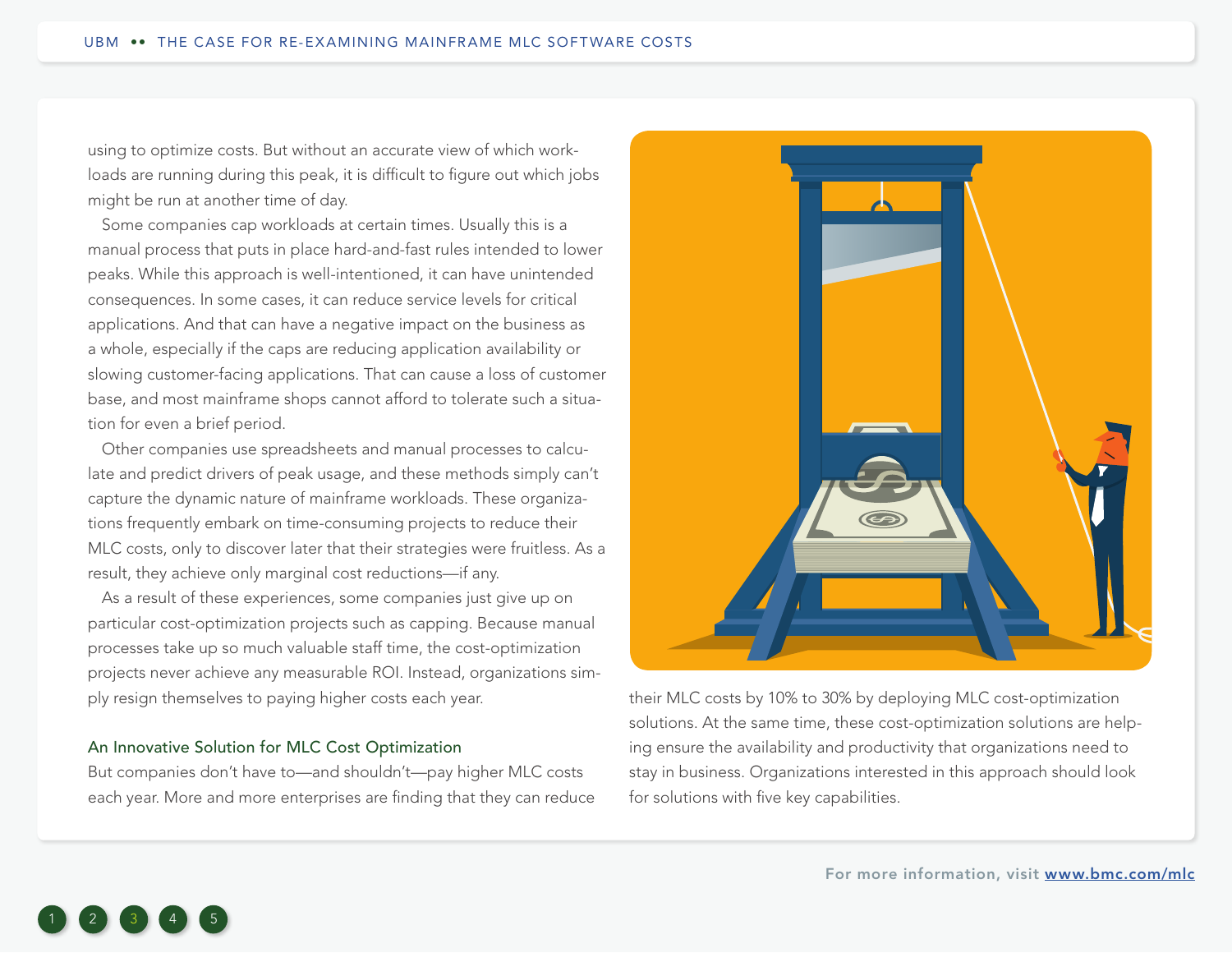using to optimize costs. But without an accurate view of which workloads are running during this peak, it is difficult to figure out which jobs might be run at another time of day.

Some companies cap workloads at certain times. Usually this is a manual process that puts in place hard-and-fast rules intended to lower peaks. While this approach is well-intentioned, it can have unintended consequences. In some cases, it can reduce service levels for critical applications. And that can have a negative impact on the business as a whole, especially if the caps are reducing application availability or slowing customer-facing applications. That can cause a loss of customer base, and most mainframe shops cannot afford to tolerate such a situation for even a brief period.

Other companies use spreadsheets and manual processes to calculate and predict drivers of peak usage, and these methods simply can't capture the dynamic nature of mainframe workloads. These organizations frequently embark on time-consuming projects to reduce their MLC costs, only to discover later that their strategies were fruitless. As a result, they achieve only marginal cost reductions—if any.

As a result of these experiences, some companies just give up on particular cost-optimization projects such as capping. Because manual processes take up so much valuable staff time, the cost-optimization projects never achieve any measurable ROI. Instead, organizations simply resign themselves to paying higher costs each year.

## An Innovative Solution for MLC Cost Optimization

But companies don't have to—and shouldn't—pay higher MLC costs each year. More and more enterprises are finding that they can reduce their MLC costs by 10% to 30% by deploying MLC cost-optimization solutions. At the same time, these cost-optimization solutions are helping ensure the availability and productivity that organizations need to stay in business. Organizations interested in this approach should look for solutions with five key capabilities.

For more information, visit [www.bmc.com/mlc](http://www.bmc.com/mlc)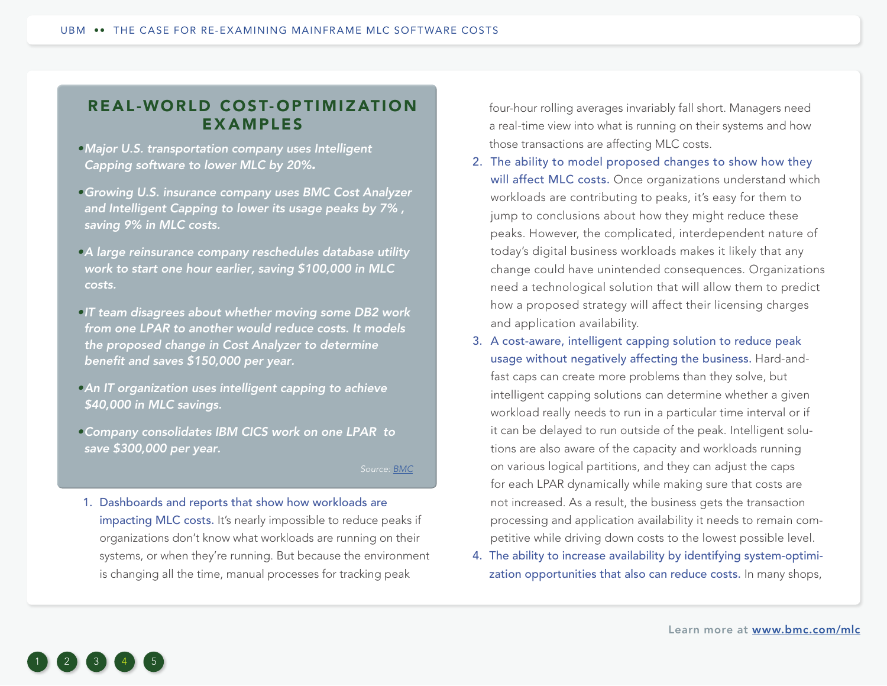## REAL-WORLD COST-OPTIMIZATION EXAMPLES

- *Major U.S. transportation company uses Intelligent Capping software to lower MLC by 20%.*
- *Growing U.S. insurance company uses BMC Cost Analyzer and Intelligent Capping to lower its usage peaks by 7% , saving 9% in MLC costs.*
- *A large reinsurance company reschedules database utility work to start one hour earlier, saving $100,000 in MLC costs.*
- *IT team disagrees about whether moving some DB2 work from one LPAR to another would reduce costs. It models the proposed change in Cost Analyzer to determine benefit and saves $150,000 per year.*
- *An IT organization uses intelligent capping to achieve $40,000 in MLC savings.*
- *Company consolidates IBM CICS work on one LPAR to save $300,000 per year.*

*Source: BMC*

1. **Dashboards and reports that show how workloads are impacting MLC costs.** It's nearly impossible to reduce peaks if organizations don't know what workloads are running on their systems, or when they're running. But because the environment is changing all the time, manual processes for tracking peak four-hour rolling averages invariably fall short. Managers need a real-time view into what is running on their systems and how those transactions are affecting MLC costs.
2. **The ability to model proposed changes to show how they will affect MLC costs.** Once organizations understand which workloads are contributing to peaks, it's easy for them to jump to conclusions about how they might reduce these peaks. However, the complicated, interdependent nature of today's digital business workloads makes it likely that any change could have unintended consequences. Organizations need a technological solution that will allow them to predict how a proposed strategy will affect their licensing charges and application availability.
3. **A cost-aware, intelligent capping solution to reduce peak usage without negatively affecting the business.** Hard-and-fast caps can create more problems than they solve, but intelligent capping solutions can determine whether a given workload really needs to run in a particular time interval or if it can be delayed to run outside of the peak. Intelligent solutions are also aware of the capacity and workloads running on various logical partitions, and they can adjust the caps for each LPAR dynamically while making sure that costs are not increased. As a result, the business gets the transaction processing and application availability it needs to remain competitive while driving down costs to the lowest possible level.
4. **The ability to increase availability by identifying system-optimization opportunities that also can reduce costs.** In many shops,

Learn more at www.bmc.com/mlc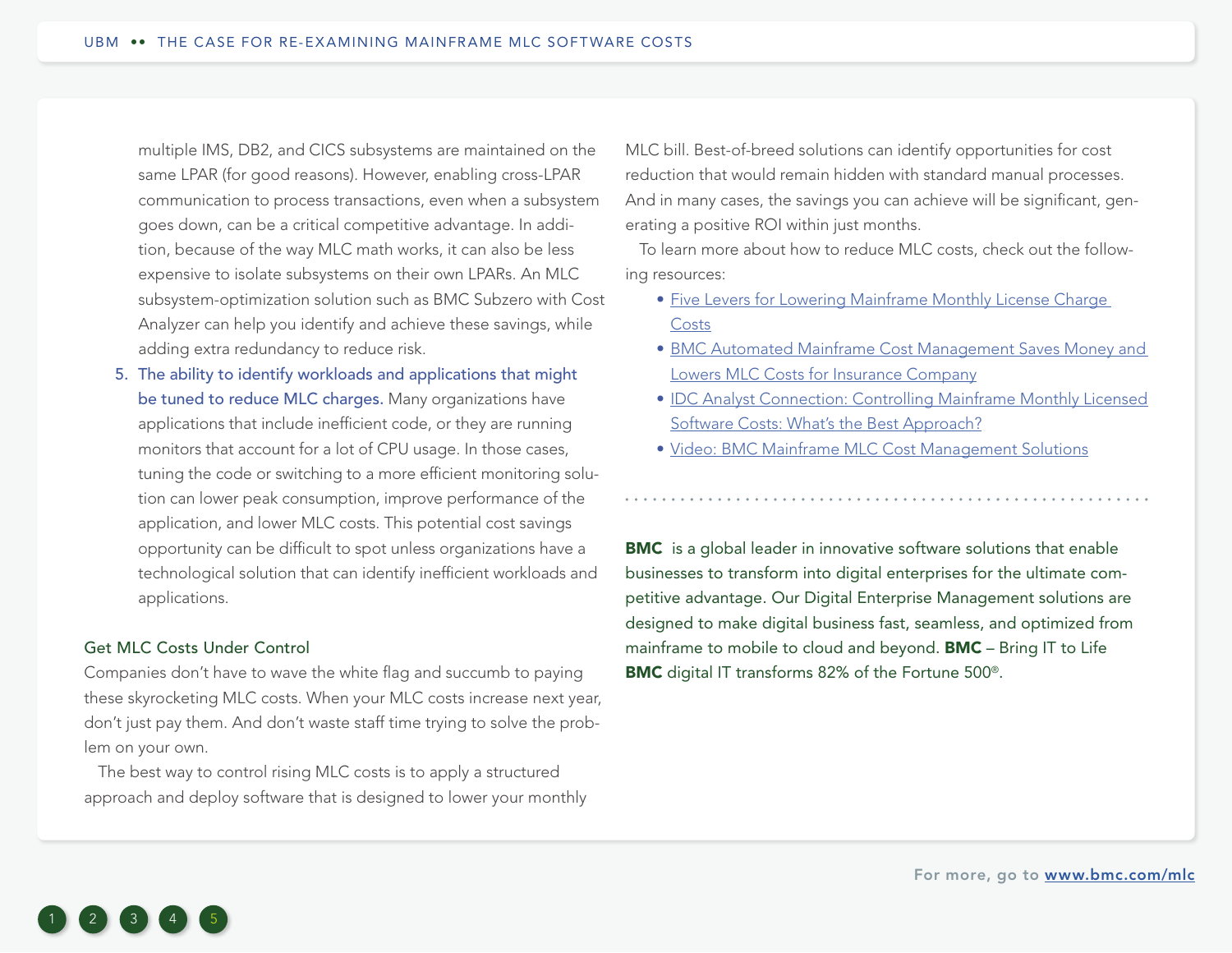multiple IMS, DB2, and CICS subsystems are maintained on the same LPAR (for good reasons). However, enabling cross-LPAR communication to process transactions, even when a subsystem goes down, can be a critical competitive advantage. In addition, because of the way MLC math works, it can also be less expensive to isolate subsystems on their own LPARs. An MLC subsystem-optimization solution such as BMC Subzero with Cost Analyzer can help you identify and achieve these savings, while adding extra redundancy to reduce risk.

5. **The ability to identify workloads and applications that might be tuned to reduce MLC charges.** Many organizations have applications that include inefficient code, or they are running monitors that account for a lot of CPU usage. In those cases, tuning the code or switching to a more efficient monitoring solution can lower peak consumption, improve performance of the application, and lower MLC costs. This potential cost savings opportunity can be difficult to spot unless organizations have a technological solution that can identify inefficient workloads and applications.

## Get MLC Costs Under Control

Companies don't have to wave the white flag and succumb to paying these skyrocketing MLC costs. When your MLC costs increase next year, don't just pay them. And don't waste staff time trying to solve the problem on your own.

The best way to control rising MLC costs is to apply a structured approach and deploy software that is designed to lower your monthly MLC bill. Best-of-breed solutions can identify opportunities for cost reduction that would remain hidden with standard manual processes. And in many cases, the savings you can achieve will be significant, generating a positive ROI within just months.

To learn more about how to reduce MLC costs, check out the following resources:

- Five Levers for Lowering Mainframe Monthly License Charge Costs
- BMC Automated Mainframe Cost Management Saves Money and Lowers MLC Costs for Insurance Company
- IDC Analyst Connection: Controlling Mainframe Monthly Licensed Software Costs: What's the Best Approach?
- Video: BMC Mainframe MLC Cost Management Solutions

**BMC** is a global leader in innovative software solutions that enable businesses to transform into digital enterprises for the ultimate competitive advantage. Our Digital Enterprise Management solutions are designed to make digital business fast, seamless, and optimized from mainframe to mobile to cloud and beyond. **BMC** – Bring IT to Life **BMC** digital IT transforms 82% of the Fortune 500®.

For more, go to **www.bmc.com/mlc**